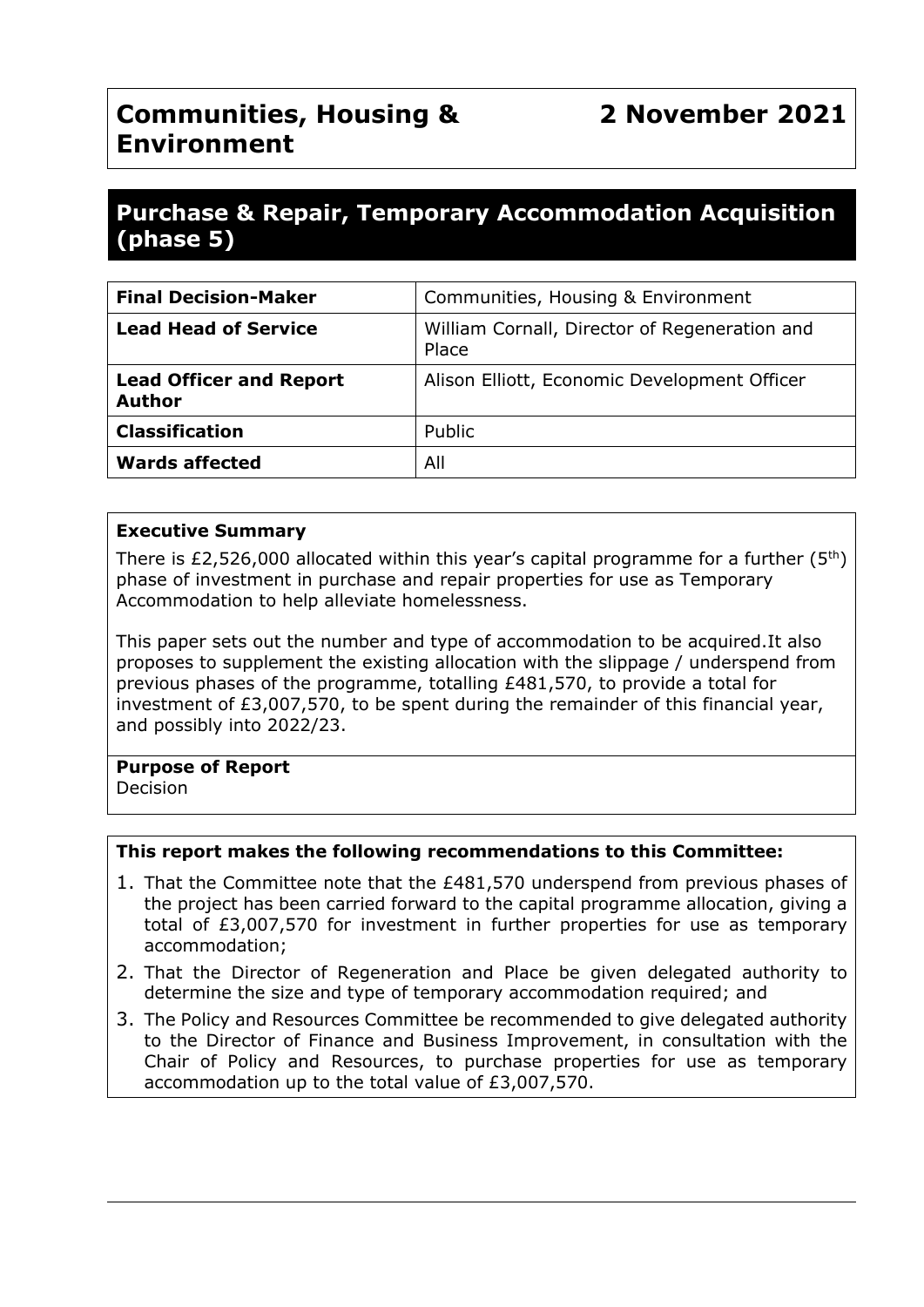# Communities, Housing & Environment

**2 November 2021**

## Purchase & Repair, Temporary Accommodation Acquisition (phase 5)

| **Final Decision-Maker** | Communities, Housing & Environment |
|---|---|
| **Lead Head of Service** | William Cornall, Director of Regeneration and Place |
| **Lead Officer and Report Author** | Alison Elliott, Economic Development Officer |
| **Classification** | Public |
| **Wards affected** | All |

**Executive Summary**

There is £2,526,000 allocated within this year's capital programme for a further (5th) phase of investment in purchase and repair properties for use as Temporary Accommodation to help alleviate homelessness.

This paper sets out the number and type of accommodation to be acquired.It also proposes to supplement the existing allocation with the slippage / underspend from previous phases of the programme, totalling £481,570, to provide a total for investment of £3,007,570, to be spent during the remainder of this financial year, and possibly into 2022/23.

**Purpose of Report**

Decision

**This report makes the following recommendations to this Committee:**

1. That the Committee note that the £481,570 underspend from previous phases of the project has been carried forward to the capital programme allocation, giving a total of £3,007,570 for investment in further properties for use as temporary accommodation;
2. That the Director of Regeneration and Place be given delegated authority to determine the size and type of temporary accommodation required; and
3. The Policy and Resources Committee be recommended to give delegated authority to the Director of Finance and Business Improvement, in consultation with the Chair of Policy and Resources, to purchase properties for use as temporary accommodation up to the total value of £3,007,570.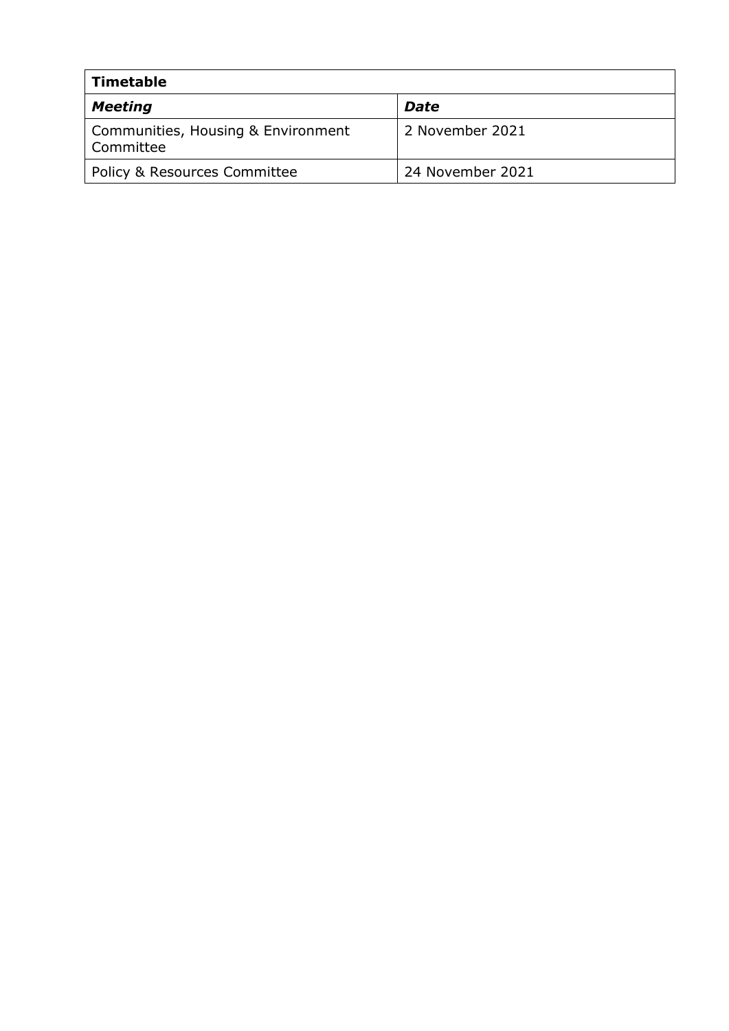| **Timetable** | |
| --- | --- |
| ***Meeting*** | ***Date*** |
| Communities, Housing & Environment Committee | 2 November 2021 |
| Policy & Resources Committee | 24 November 2021 |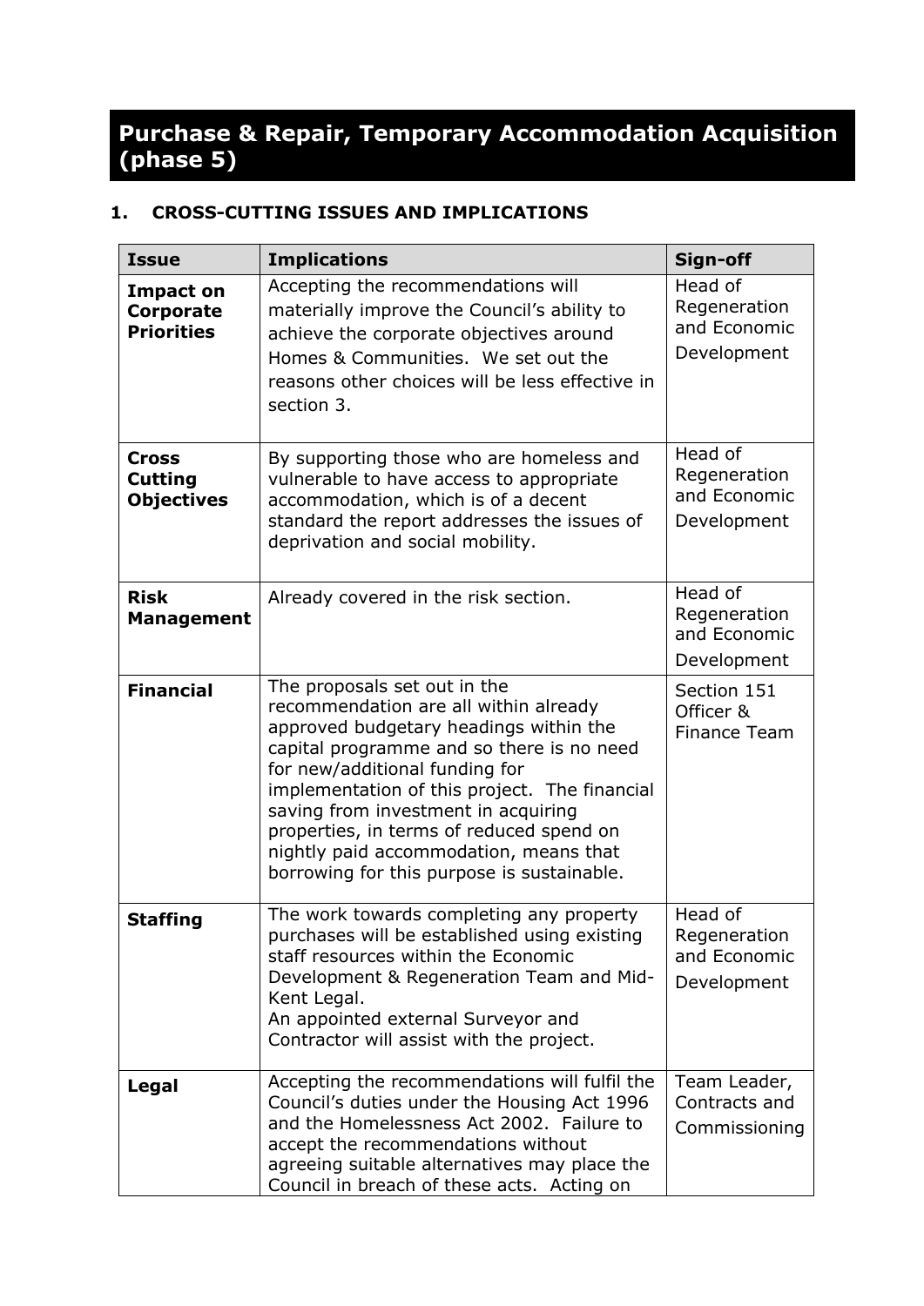# Purchase & Repair, Temporary Accommodation Acquisition (phase 5)

## 1. CROSS-CUTTING ISSUES AND IMPLICATIONS

| Issue | Implications | Sign-off |
|---|---|---|
| **Impact on Corporate Priorities** | Accepting the recommendations will materially improve the Council's ability to achieve the corporate objectives around Homes & Communities. We set out the reasons other choices will be less effective in section 3. | Head of Regeneration and Economic Development |
| **Cross Cutting Objectives** | By supporting those who are homeless and vulnerable to have access to appropriate accommodation, which is of a decent standard the report addresses the issues of deprivation and social mobility. | Head of Regeneration and Economic Development |
| **Risk Management** | Already covered in the risk section. | Head of Regeneration and Economic Development |
| **Financial** | The proposals set out in the recommendation are all within already approved budgetary headings within the capital programme and so there is no need for new/additional funding for implementation of this project. The financial saving from investment in acquiring properties, in terms of reduced spend on nightly paid accommodation, means that borrowing for this purpose is sustainable. | Section 151 Officer & Finance Team |
| **Staffing** | The work towards completing any property purchases will be established using existing staff resources within the Economic Development & Regeneration Team and Mid-Kent Legal.<br>An appointed external Surveyor and Contractor will assist with the project. | Head of Regeneration and Economic Development |
| **Legal** | Accepting the recommendations will fulfil the Council's duties under the Housing Act 1996 and the Homelessness Act 2002. Failure to accept the recommendations without agreeing suitable alternatives may place the Council in breach of these acts. Acting on | Team Leader, Contracts and Commissioning |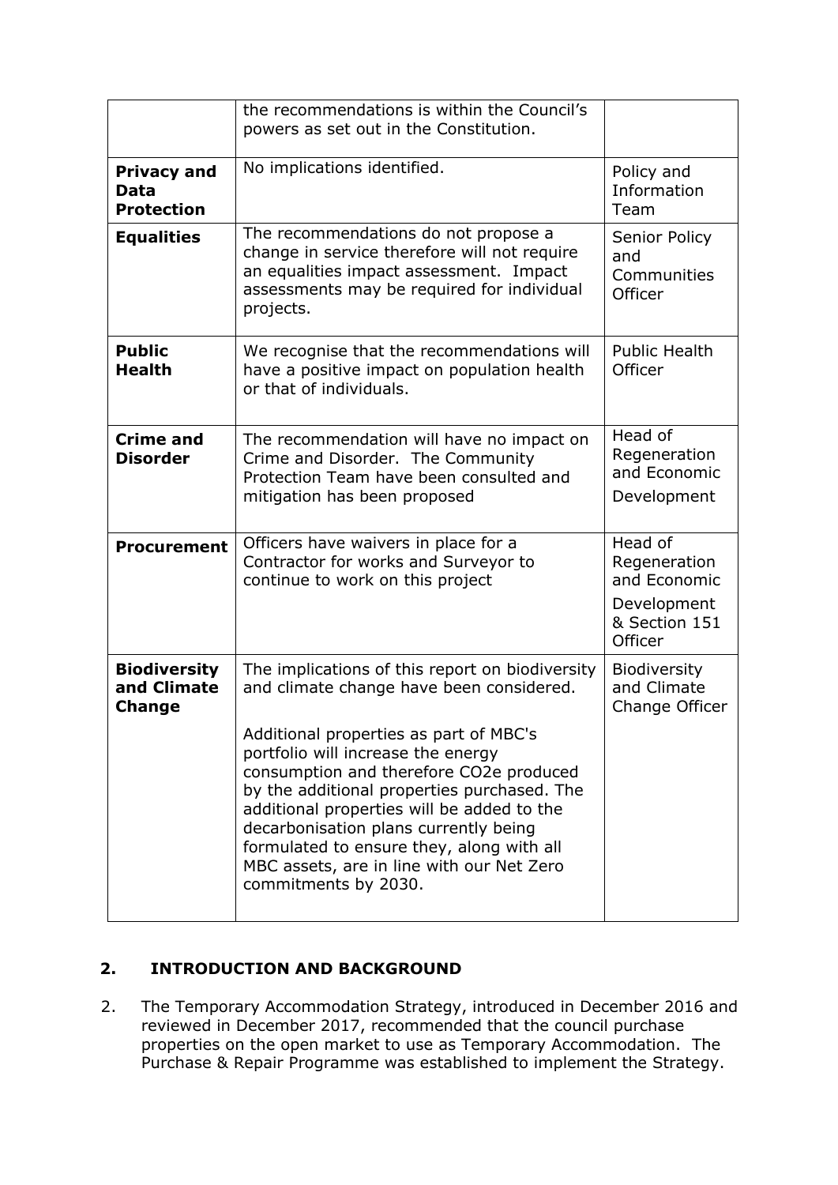| | | |
|---|---|---|
| | the recommendations is within the Council's powers as set out in the Constitution. | |
| **Privacy and Data Protection** | No implications identified. | Policy and Information Team |
| **Equalities** | The recommendations do not propose a change in service therefore will not require an equalities impact assessment. Impact assessments may be required for individual projects. | Senior Policy and Communities Officer |
| **Public Health** | We recognise that the recommendations will have a positive impact on population health or that of individuals. | Public Health Officer |
| **Crime and Disorder** | The recommendation will have no impact on Crime and Disorder. The Community Protection Team have been consulted and mitigation has been proposed | Head of Regeneration and Economic Development |
| **Procurement** | Officers have waivers in place for a Contractor for works and Surveyor to continue to work on this project | Head of Regeneration and Economic Development & Section 151 Officer |
| **Biodiversity and Climate Change** | The implications of this report on biodiversity and climate change have been considered.<br><br>Additional properties as part of MBC's portfolio will increase the energy consumption and therefore $CO_2e$ produced by the additional properties purchased. The additional properties will be added to the decarbonisation plans currently being formulated to ensure they, along with all MBC assets, are in line with our Net Zero commitments by 2030. | Biodiversity and Climate Change Officer |

## 2. INTRODUCTION AND BACKGROUND

2. The Temporary Accommodation Strategy, introduced in December 2016 and reviewed in December 2017, recommended that the council purchase properties on the open market to use as Temporary Accommodation. The Purchase & Repair Programme was established to implement the Strategy.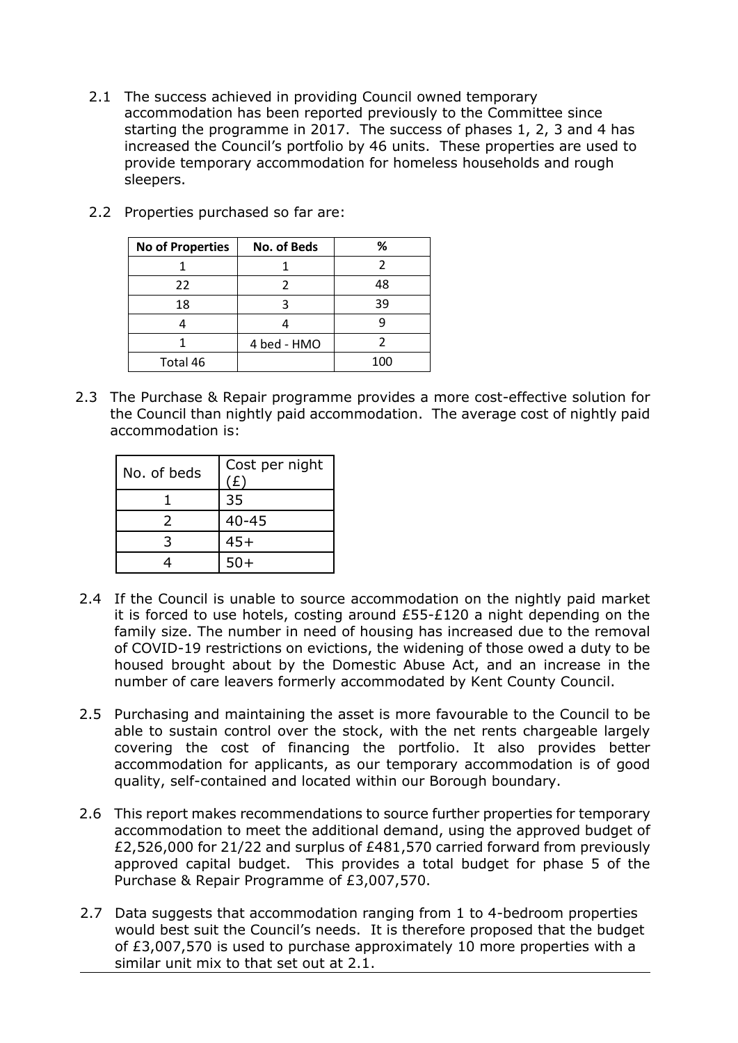2.1 The success achieved in providing Council owned temporary accommodation has been reported previously to the Committee since starting the programme in 2017. The success of phases 1, 2, 3 and 4 has increased the Council's portfolio by 46 units. These properties are used to provide temporary accommodation for homeless households and rough sleepers.

2.2 Properties purchased so far are:

| No of Properties | No. of Beds | % |
|---|---|---|
| 1 | 1 | 2 |
| 22 | 2 | 48 |
| 18 | 3 | 39 |
| 4 | 4 | 9 |
| 1 | 4 bed - HMO | 2 |
| Total 46 | | 100 |

2.3 The Purchase & Repair programme provides a more cost-effective solution for the Council than nightly paid accommodation. The average cost of nightly paid accommodation is:

| No. of beds | Cost per night (£) |
|---|---|
| 1 | 35 |
| 2 | 40-45 |
| 3 | 45+ |
| 4 | 50+ |

2.4 If the Council is unable to source accommodation on the nightly paid market it is forced to use hotels, costing around £55-£120 a night depending on the family size. The number in need of housing has increased due to the removal of COVID-19 restrictions on evictions, the widening of those owed a duty to be housed brought about by the Domestic Abuse Act, and an increase in the number of care leavers formerly accommodated by Kent County Council.

2.5 Purchasing and maintaining the asset is more favourable to the Council to be able to sustain control over the stock, with the net rents chargeable largely covering the cost of financing the portfolio. It also provides better accommodation for applicants, as our temporary accommodation is of good quality, self-contained and located within our Borough boundary.

2.6 This report makes recommendations to source further properties for temporary accommodation to meet the additional demand, using the approved budget of £2,526,000 for 21/22 and surplus of £481,570 carried forward from previously approved capital budget. This provides a total budget for phase 5 of the Purchase & Repair Programme of £3,007,570.

2.7 Data suggests that accommodation ranging from 1 to 4-bedroom properties would best suit the Council's needs. It is therefore proposed that the budget of £3,007,570 is used to purchase approximately 10 more properties with a similar unit mix to that set out at 2.1.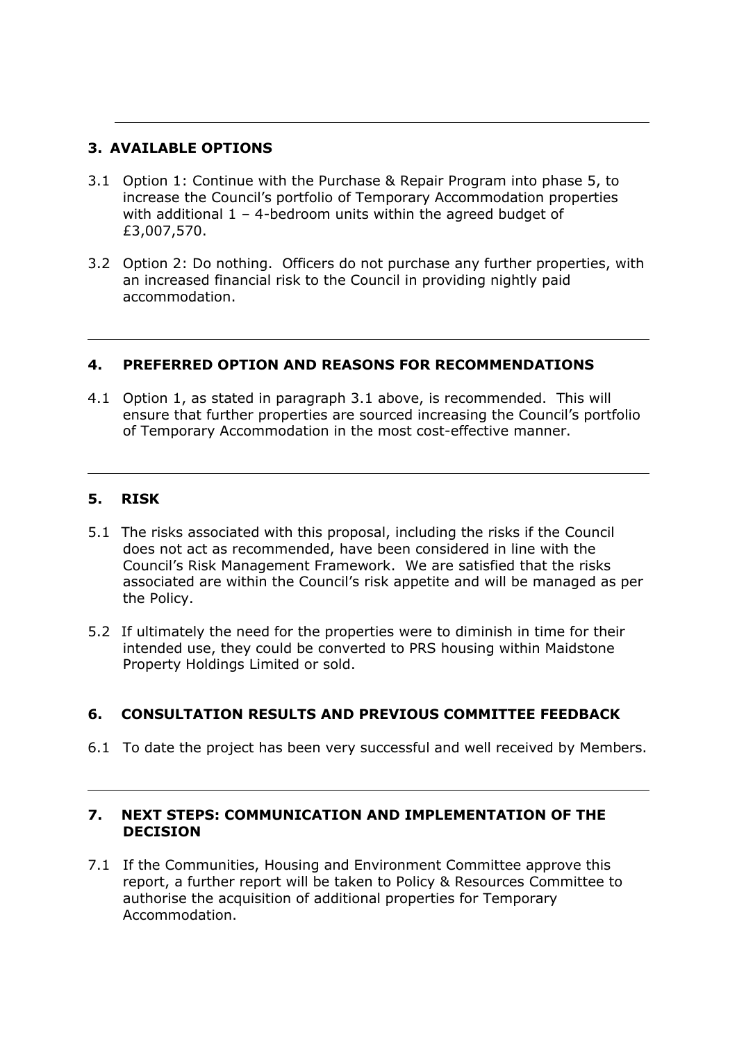## 3. AVAILABLE OPTIONS

3.1 Option 1: Continue with the Purchase & Repair Program into phase 5, to increase the Council's portfolio of Temporary Accommodation properties with additional 1 – 4-bedroom units within the agreed budget of £3,007,570.

3.2 Option 2: Do nothing. Officers do not purchase any further properties, with an increased financial risk to the Council in providing nightly paid accommodation.

## 4. PREFERRED OPTION AND REASONS FOR RECOMMENDATIONS

4.1 Option 1, as stated in paragraph 3.1 above, is recommended. This will ensure that further properties are sourced increasing the Council's portfolio of Temporary Accommodation in the most cost-effective manner.

## 5. RISK

5.1 The risks associated with this proposal, including the risks if the Council does not act as recommended, have been considered in line with the Council's Risk Management Framework. We are satisfied that the risks associated are within the Council's risk appetite and will be managed as per the Policy.

5.2 If ultimately the need for the properties were to diminish in time for their intended use, they could be converted to PRS housing within Maidstone Property Holdings Limited or sold.

## 6. CONSULTATION RESULTS AND PREVIOUS COMMITTEE FEEDBACK

6.1 To date the project has been very successful and well received by Members.

## 7. NEXT STEPS: COMMUNICATION AND IMPLEMENTATION OF THE DECISION

7.1 If the Communities, Housing and Environment Committee approve this report, a further report will be taken to Policy & Resources Committee to authorise the acquisition of additional properties for Temporary Accommodation.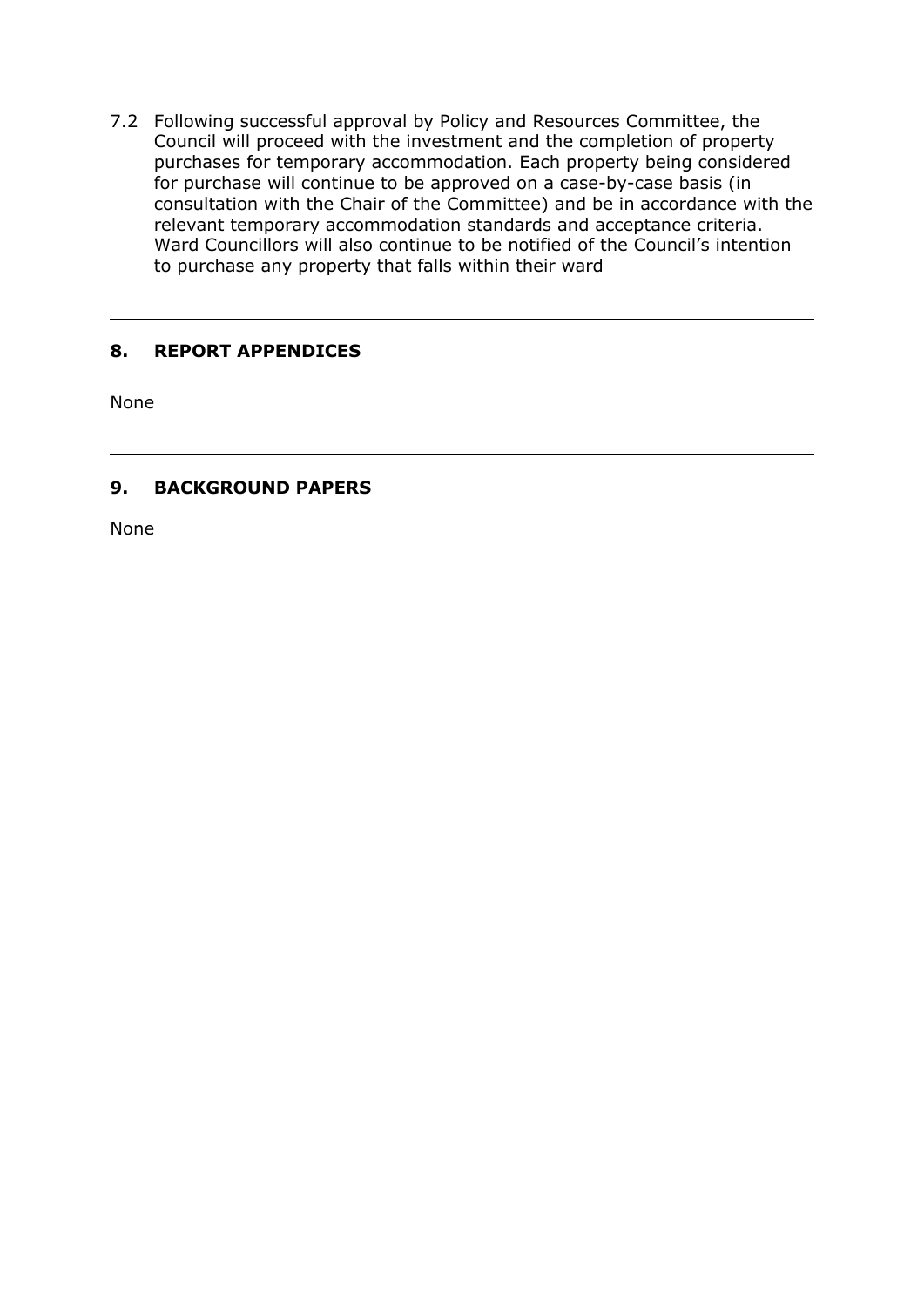7.2 Following successful approval by Policy and Resources Committee, the Council will proceed with the investment and the completion of property purchases for temporary accommodation. Each property being considered for purchase will continue to be approved on a case-by-case basis (in consultation with the Chair of the Committee) and be in accordance with the relevant temporary accommodation standards and acceptance criteria. Ward Councillors will also continue to be notified of the Council's intention to purchase any property that falls within their ward

---

## 8. REPORT APPENDICES

None

---

## 9. BACKGROUND PAPERS

None